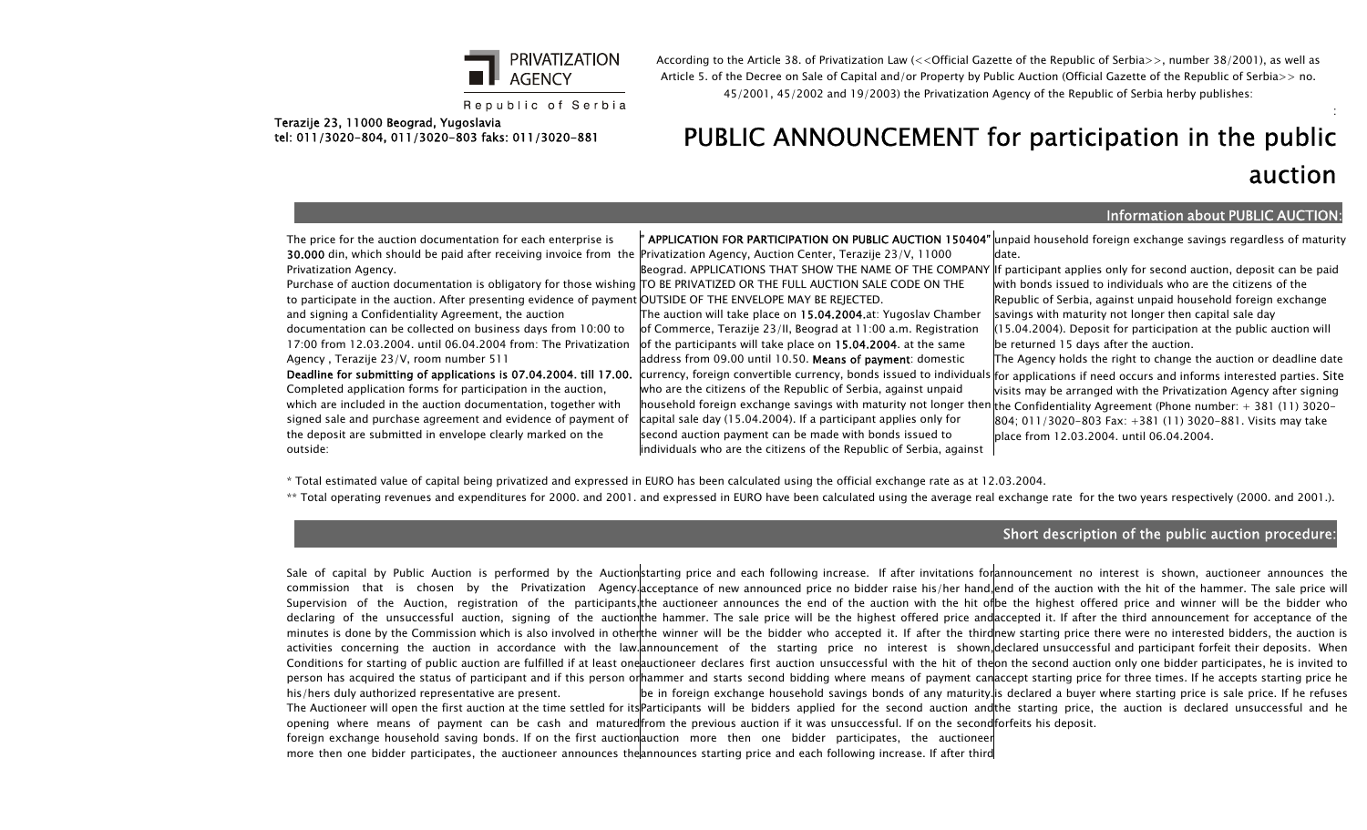PRIVATIZATION AGENCY

Republic of Serbia

**Terazije 23, 11000 Beograd, Yugoslavia**
**tel: 011/3020-804, 011/3020-803 faks: 011/3020-881**

According to the Article 38. of Privatization Law (<<Official Gazette of the Republic of Serbia>>, number 38/2001), as well as Article 5. of the Decree on Sale of Capital and/or Property by Public Auction (Official Gazette of the Republic of Serbia>> no. 45/2001, 45/2002 and 19/2003) the Privatization Agency of the Republic of Serbia herby publishes:

# PUBLIC ANNOUNCEMENT for participation in the public auction

## Information about PUBLIC AUCTION:

The price for the auction documentation for each enterprise is **30.000** din, which should be paid after receiving invoice from the Privatization Agency.

Purchase of auction documentation is obligatory for those wishing to participate in the auction. After presenting evidence of payment and signing a Confidentiality Agreement, the auction documentation can be collected on business days from 10:00 to 17:00 from 12.03.2004. until 06.04.2004 from: The Privatization Agency , Terazije 23/V, room number 511

**Deadline for submitting of applications is 07.04.2004. till 17.00.** Completed application forms for participation in the auction, which are included in the auction documentation, together with signed sale and purchase agreement and evidence of payment of the deposit are submitted in envelope clearly marked on the outside:

**" APPLICATION FOR PARTICIPATION ON PUBLIC AUCTION 150404"** Privatization Agency, Auction Center, Terazije 23/V, 11000 Beograd. APPLICATIONS THAT SHOW THE NAME OF THE COMPANY TO BE PRIVATIZED OR THE FULL AUCTION SALE CODE ON THE OUTSIDE OF THE ENVELOPE MAY BE REJECTED.

The auction will take place on **15.04.2004.**at: Yugoslav Chamber of Commerce, Terazije 23/II, Beograd at 11:00 a.m. Registration of the participants will take place on **15.04.2004**. at the same address from 09.00 until 10.50. **Means of payment**: domestic currency, foreign convertible currency, bonds issued to individuals who are the citizens of the Republic of Serbia, against unpaid household foreign exchange savings with maturity not longer then capital sale day (15.04.2004). If a participant applies only for second auction payment can be made with bonds issued to individuals who are the citizens of the Republic of Serbia, against unpaid household foreign exchange savings regardless of maturity date.

If participant applies only for second auction, deposit can be paid with bonds issued to individuals who are the citizens of the Republic of Serbia, against unpaid household foreign exchange savings with maturity not longer then capital sale day (15.04.2004). Deposit for participation at the public auction will be returned 15 days after the auction.

The Agency holds the right to change the auction or deadline date for applications if need occurs and informs interested parties. Site visits may be arranged with the Privatization Agency after signing the Confidentiality Agreement (Phone number: + 381 (11) 3020-804; 011/3020-803 Fax: +381 (11) 3020-881. Visits may take place from 12.03.2004. until 06.04.2004.

\* Total estimated value of capital being privatized and expressed in EURO has been calculated using the official exchange rate as at 12.03.2004.

\*\* Total operating revenues and expenditures for 2000. and 2001. and expressed in EURO have been calculated using the average real exchange rate for the two years respectively (2000. and 2001.).

## Short description of the public auction procedure:

Sale of capital by Public Auction is performed by the Auction commission that is chosen by the Privatization Agency. Supervision of the Auction, registration of the participants, declaring of the unsuccessful auction, signing of the auction minutes is done by the Commission which is also involved in other activities concerning the auction in accordance with the law. Conditions for starting of public auction are fulfilled if at least one person has acquired the status of participant and if this person or his/hers duly authorized representative are present.

The Auctioneer will open the first auction at the time settled for its opening where means of payment can be cash and matured foreign exchange household saving bonds. If on the first auction more then one bidder participates, the auctioneer announces the starting price and each following increase. If after invitations for acceptance of new announced price no bidder raise his/her hand, the auctioneer announces the end of the auction with the hit of the hammer. The sale price will be the highest offered price and the winner will be the bidder who accepted it. If after the third announcement of the starting price no interest is shown, auctioneer declares first auction unsuccessful with the hit of the hammer and starts second bidding where means of payment can be in foreign exchange household savings bonds of any maturity. Participants will be bidders applied for the second auction and from the previous auction if it was unsuccessful. If on the second auction more then one bidder participates, the auctioneer announces starting price and each following increase. If after third announcement no interest is shown, auctioneer announces the end of the auction with the hit of the hammer. The sale price will be the highest offered price and winner will be the bidder who accepted it. If after the third announcement for acceptance of the new starting price there were no interested bidders, the auction is declared unsuccessful and participant forfeit their deposits. When on the second auction only one bidder participates, he is invited to accept starting price for three times. If he accepts starting price he is declared a buyer where starting price is sale price. If he refuses the starting price, the auction is declared unsuccessful and he forfeits his deposit.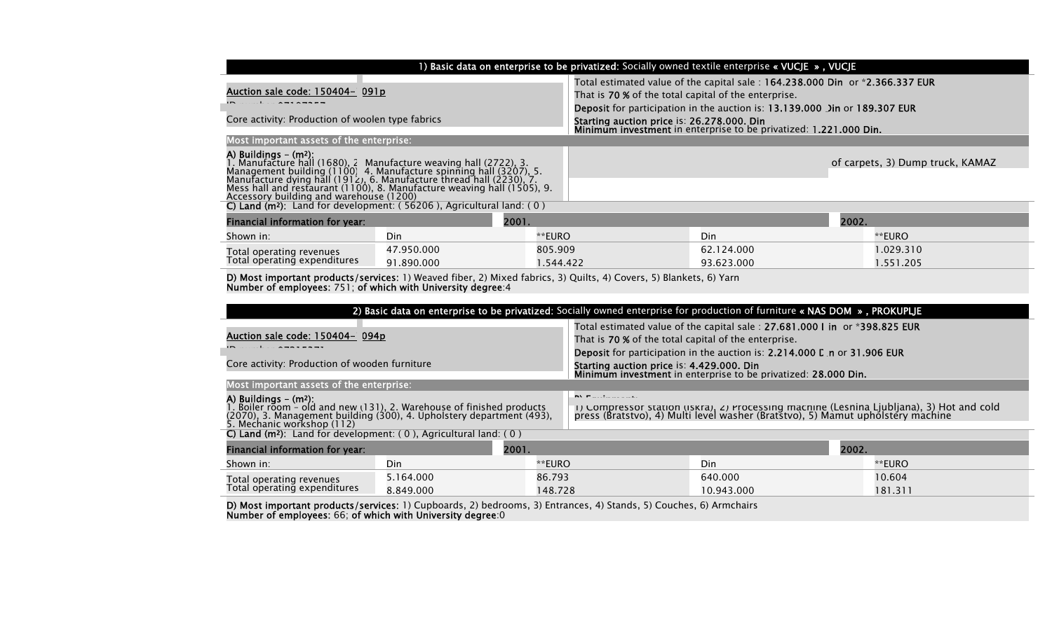**1) Basic data on enterprise to be privatized:** Socially owned textile enterprise **« VUCJE », VUCJE**

Auction sale code: 150404- 091p

Core activity: Production of woolen type fabrics

Total estimated value of the capital sale : **164.238.000 Din** or ***2.366.337 EUR**
That is **70 %** of the total capital of the enterprise.
**Deposit** for participation in the auction is: **13.139.000 Din** or **189.307 EUR**
**Starting auction price** is: **26.278.000. Din**
**Minimum investment** in enterprise to be privatized: **1.221.000 Din.**

**Most important assets of the enterprise:**

**A) Buildings – (m²):**
1. Manufacture hall (1680), 2. Manufacture weaving hall (2722), 3. Management building (1100), 4. Manufacture spinning hall (3207), 5. Manufacture dying hall (1912), 6. Manufacture thread hall (2230), 7. Mess hall and restaurant (1100), 8. Manufacture weaving hall (1505), 9. Accessory building and warehouse (1200)

of carpets, 3) Dump truck, KAMAZ

**C) Land (m²):** Land for development: ( 56206 ), Agricultural land: ( 0 )

| Financial information for year: | 2001. | | 2002. | |
|---|---|---|---|---|
| Shown in: | Din | **EURO | Din | **EURO |
| Total operating revenues | 47.950.000 | 805.909 | 62.124.000 | 1.029.310 |
| Total operating expenditures | 91.890.000 | 1.544.422 | 93.623.000 | 1.551.205 |

**D) Most important products/services:** 1) Weaved fiber, 2) Mixed fabrics, 3) Quilts, 4) Covers, 5) Blankets, 6) Yarn
**Number of employees:** 751; **of which with University degree**:4

**2) Basic data on enterprise to be privatized:** Socially owned enterprise for production of furniture **« NAS DOM », PROKUPLJE**

Auction sale code: 150404- 094p

Core activity: Production of wooden furniture

Total estimated value of the capital sale : **27.681.000 Din** or ***398.825 EUR**
That is **70 %** of the total capital of the enterprise.
**Deposit** for participation in the auction is: **2.214.000 Din** or **31.906 EUR**
**Starting auction price** is: **4.429.000. Din**
**Minimum investment** in enterprise to be privatized: **28.000 Din.**

**Most important assets of the enterprise:**

**A) Buildings – (m²):**
1. Boiler room – old and new (131), 2. Warehouse of finished products (2070), 3. Management building (300), 4. Upholstery department (493), 5. Mechanic workshop (112)

**B) Equipment:**
1) Compressor station (Iskra), 2) Processing machine (Lesnina Ljubljana), 3) Hot and cold press (Bratstvo), 4) Multi level washer (Bratstvo), 5) Mamut upholstery machine

**C) Land (m²):** Land for development: ( 0 ), Agricultural land: ( 0 )

| Financial information for year: | 2001. | | 2002. | |
|---|---|---|---|---|
| Shown in: | Din | **EURO | Din | **EURO |
| Total operating revenues | 5.164.000 | 86.793 | 640.000 | 10.604 |
| Total operating expenditures | 8.849.000 | 148.728 | 10.943.000 | 181.311 |

**D) Most important products/services:** 1) Cupboards, 2) bedrooms, 3) Entrances, 4) Stands, 5) Couches, 6) Armchairs
**Number of employees:** 66; **of which with University degree**:0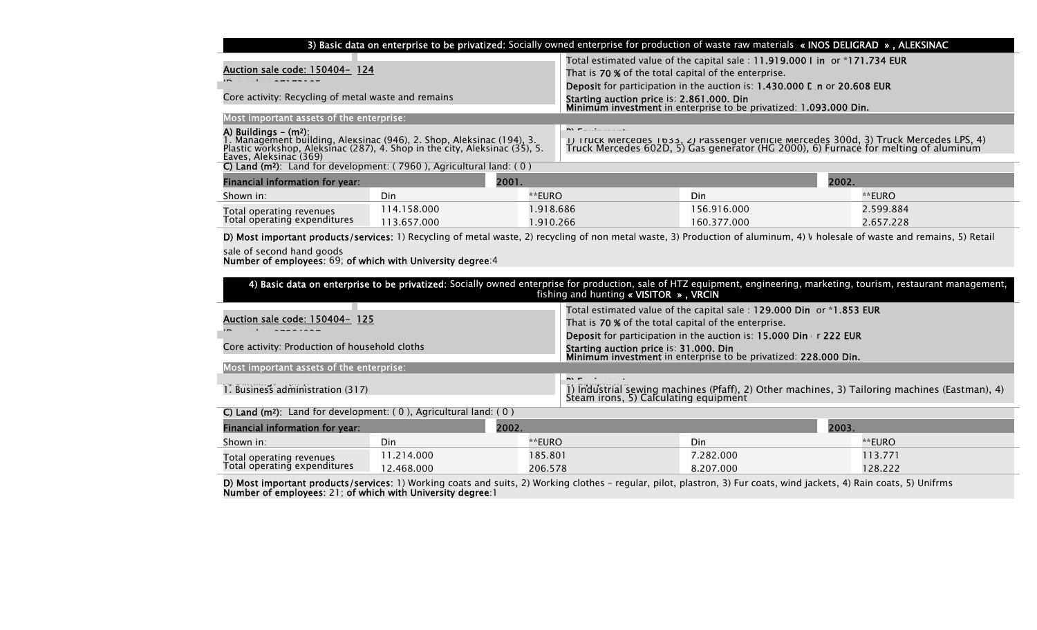**3) Basic data on enterprise to be privatized:** Socially owned enterprise for production of waste raw materials **« INOS DELIGRAD », ALEKSINAC**

**Auction sale code: 150404- 124**

Core activity: Recycling of metal waste and remains

Total estimated value of the capital sale : **11.919.000 Din** or ***171.734 EUR**
That is **70 %** of the total capital of the enterprise.
**Deposit** for participation in the auction is: **1.430.000 Din** or **20.608 EUR**
**Starting auction price** is: **2.861.000. Din**
**Minimum investment** in enterprise to be privatized: **1.093.000 Din.**

**Most important assets of the enterprise:**

**A) Buildings – (m²):**
1. Management building, Aleksinac (946), 2. Shop, Aleksinac (194), 3. Plastic workshop, Aleksinac (287), 4. Shop in the city, Aleksinac (35), 5. Eaves, Aleksinac (369)

**B) Equipment:**
1) Truck Mercedes 1633, 2) Passenger vehicle Mercedes 300d, 3) Truck Mercedes LPS, 4) Truck Mercedes 602D, 5) Gas generator (HG 2000), 6) Furnace for melting of aluminum

**C) Land (m²):** Land for development: ( 7960 ), Agricultural land: ( 0 )

| Financial information for year: | 2001. | | 2002. | |
|---|---|---|---|---|
| Shown in: | Din | **EURO | Din | **EURO |
| Total operating revenues | 114.158.000 | 1.918.686 | 156.916.000 | 2.599.884 |
| Total operating expenditures | 113.657.000 | 1.910.266 | 160.377.000 | 2.657.228 |

**D) Most important products/services:** 1) Recycling of metal waste, 2) recycling of non metal waste, 3) Production of aluminum, 4) Wholesale of waste and remains, 5) Retail sale of second hand goods
**Number of employees:** 69; **of which with University degree**:4

**4) Basic data on enterprise to be privatized:** Socially owned enterprise for production, sale of HTZ equipment, engineering, marketing, tourism, restaurant management, fishing and hunting **« VISITOR », VRCIN**

**Auction sale code: 150404- 125**

Core activity: Production of household cloths

Total estimated value of the capital sale : **129.000 Din** or ***1.853 EUR**
That is **70 %** of the total capital of the enterprise.
**Deposit** for participation in the auction is: **15.000 Din** or **222 EUR**
**Starting auction price** is: **31.000. Din**
**Minimum investment** in enterprise to be privatized: **228.000 Din.**

**Most important assets of the enterprise:**

**A) Buildings – (m²):**
1. Business administration (317)

**B) Equipment:**
1) Industrial sewing machines (Pfaff), 2) Other machines, 3) Tailoring machines (Eastman), 4) Steam irons, 5) Calculating equipment

**C) Land (m²):** Land for development: ( 0 ), Agricultural land: ( 0 )

| Financial information for year: | 2002. | | 2003. | |
|---|---|---|---|---|
| Shown in: | Din | **EURO | Din | **EURO |
| Total operating revenues | 11.214.000 | 185.801 | 7.282.000 | 113.771 |
| Total operating expenditures | 12.468.000 | 206.578 | 8.207.000 | 128.222 |

**D) Most important products/services:** 1) Working coats and suits, 2) Working clothes – regular, pilot, plastron, 3) Fur coats, wind jackets, 4) Rain coats, 5) Unifrms
**Number of employees:** 21; **of which with University degree**:1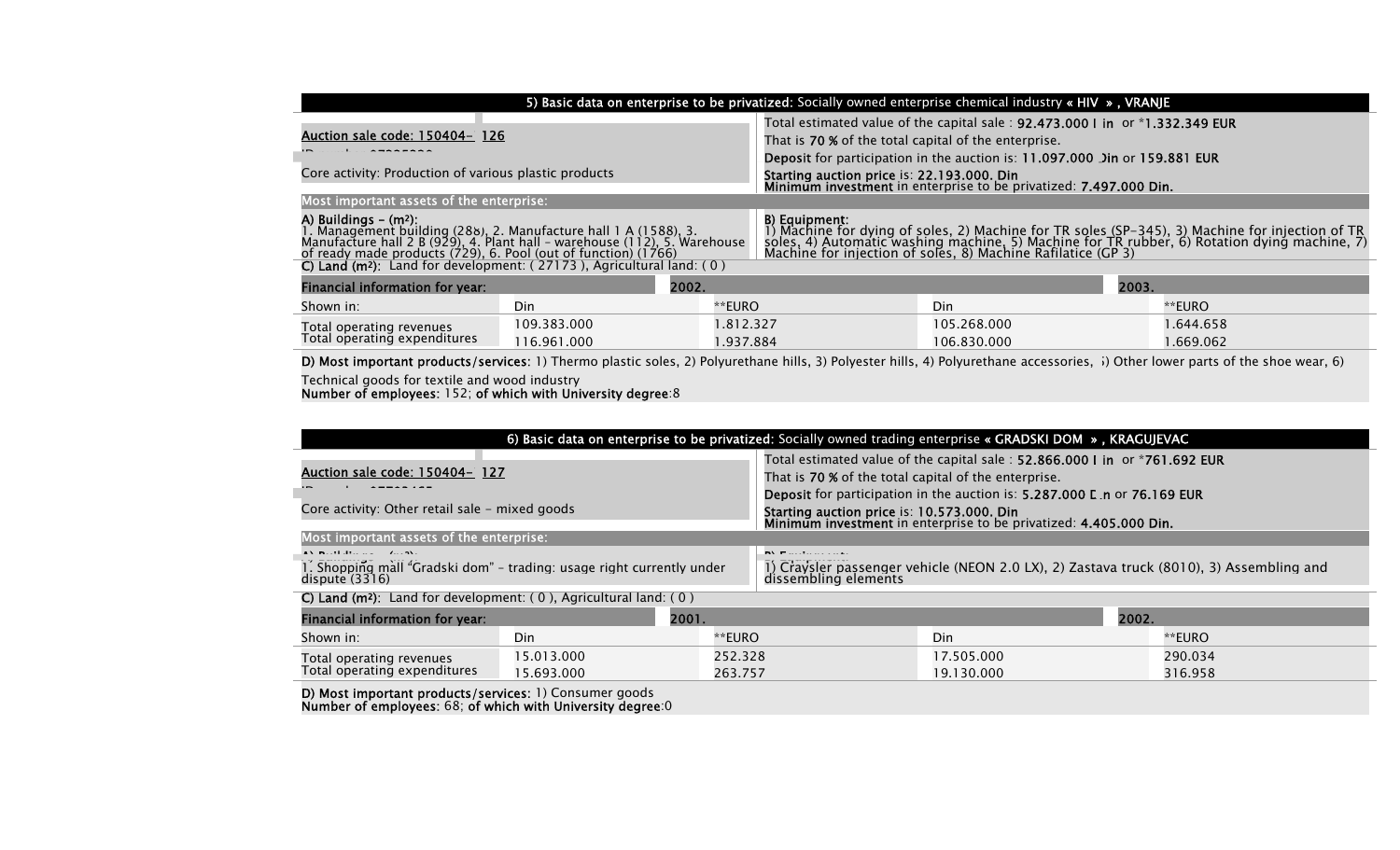## 5) Basic data on enterprise to be privatized: Socially owned enterprise chemical industry « HIV » , VRANJE

**Auction sale code: 150404- 126**

Core activity: Production of various plastic products

Total estimated value of the capital sale : **92.473.000 Din** or *1.332.349 EUR

That is **70 %** of the total capital of the enterprise.

**Deposit** for participation in the auction is: **11.097.000 Din** or **159.881 EUR**

**Starting auction price** is: **22.193.000. Din**

**Minimum investment** in enterprise to be privatized: **7.497.000 Din.**

**Most important assets of the enterprise:**

**A) Buildings – (m²):**
1. Management building (288), 2. Manufacture hall 1 A (1588), 3. Manufacture hall 2 B (929), 4. Plant hall – warehouse (112), 5. Warehouse of ready made products (729), 6. Pool (out of function) (1766)

**B) Equipment:**
1) Machine for dying of soles, 2) Machine for TR soles (SP-345), 3) Machine for injection of TR soles, 4) Automatic washing machine, 5) Machine for TR rubber, 6) Rotation dying machine, 7) Machine for injection of soles, 8) Machine Rafilatice (GP 3)

**C) Land (m²):** Land for development: ( 27173 ), Agricultural land: ( 0 )

| Financial information for year: | 2002. | | 2003. | |
|---|---|---|---|---|
| Shown in: | Din | **EURO | Din | **EURO |
| Total operating revenues | 109.383.000 | 1.812.327 | 105.268.000 | 1.644.658 |
| Total operating expenditures | 116.961.000 | 1.937.884 | 106.830.000 | 1.669.062 |

**D) Most important products/services**: 1) Thermo plastic soles, 2) Polyurethane hills, 3) Polyester hills, 4) Polyurethane accessories, 5) Other lower parts of the shoe wear, 6) Technical goods for textile and wood industry

**Number of employees:** 152; **of which with University degree**:8

## 6) Basic data on enterprise to be privatized: Socially owned trading enterprise « GRADSKI DOM » , KRAGUJEVAC

**Auction sale code: 150404- 127**

Core activity: Other retail sale – mixed goods

Total estimated value of the capital sale : **52.866.000 Din** or *761.692 EUR

That is **70 %** of the total capital of the enterprise.

**Deposit** for participation in the auction is: **5.287.000 Din** or **76.169 EUR**

**Starting auction price** is: **10.573.000. Din**

**Minimum investment** in enterprise to be privatized: **4.405.000 Din.**

**Most important assets of the enterprise:**

**A) Buildings – (m²):**
1. Shopping mall "Gradski dom" – trading: usage right currently under dispute (3316)

**B) Equipment:**
1) Craysler passenger vehicle (NEON 2.0 LX), 2) Zastava truck (8010), 3) Assembling and dissembling elements

**C) Land (m²):** Land for development: ( 0 ), Agricultural land: ( 0 )

| Financial information for year: | 2001. | | 2002. | |
|---|---|---|---|---|
| Shown in: | Din | **EURO | Din | **EURO |
| Total operating revenues | 15.013.000 | 252.328 | 17.505.000 | 290.034 |
| Total operating expenditures | 15.693.000 | 263.757 | 19.130.000 | 316.958 |

**D) Most important products/services:** 1) Consumer goods

**Number of employees:** 68; **of which with University degree**:0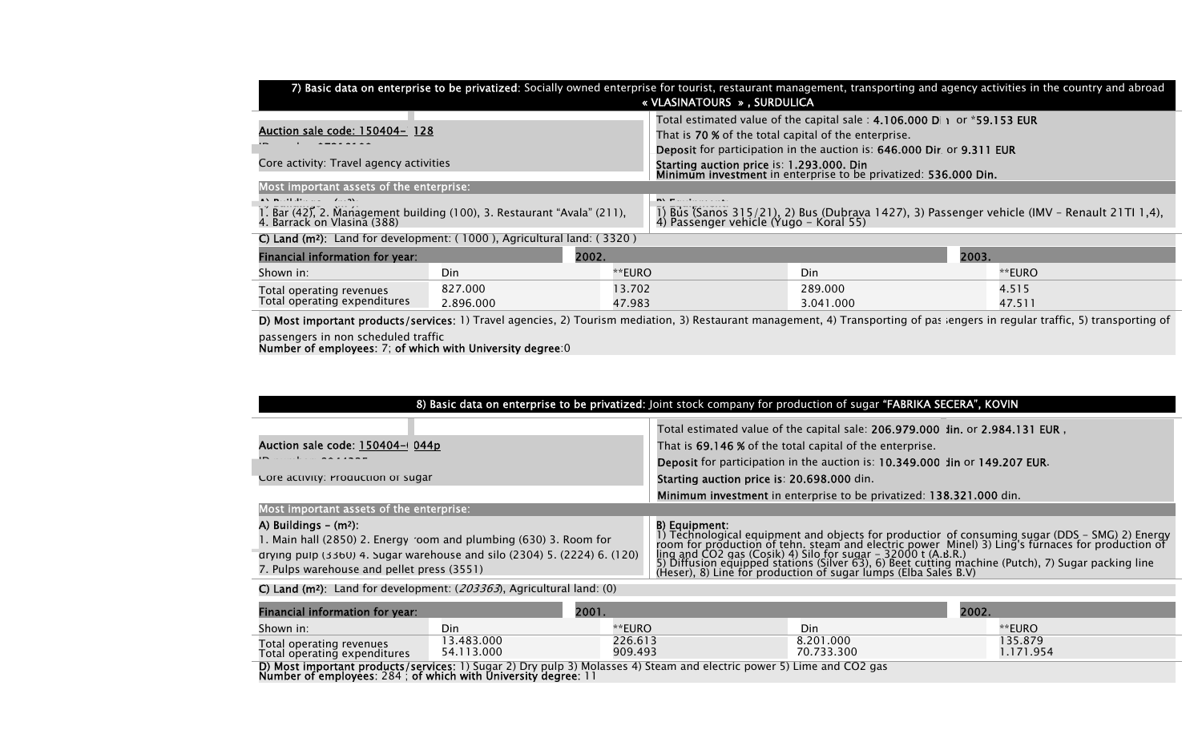**7) Basic data on enterprise to be privatized**: Socially owned enterprise for tourist, restaurant management, transporting and agency activities in the country and abroad **« VLASINATOURS », SURDULICA**

Auction sale code: 150404- 128

Core activity: Travel agency activities

Total estimated value of the capital sale : **4.106.000 Din** or ***59.153 EUR**
That is **70 %** of the total capital of the enterprise.
**Deposit** for participation in the auction is: **646.000 Din** or **9.311 EUR**
**Starting auction price** is: **1.293.000. Din**
**Minimum investment** in enterprise to be privatized: **536.000 Din.**

**Most important assets of the enterprise:**

**A) Buildings – (m²):**
1. Bar (42), 2. Management building (100), 3. Restaurant "Avala" (211), 4. Barrack on Vlasina (388)

**B) Equipment:**
1) Bus (Sanos 315/21), 2) Bus (Dubrava 1427), 3) Passenger vehicle (IMV – Renault 21TI 1,4), 4) Passenger vehicle (Yugo – Koral 55)

**C) Land (m²):** Land for development: ( 1000 ), Agricultural land: ( 3320 )

| Financial information for year: | 2002. | | 2003. | |
|---|---|---|---|---|
| Shown in: | Din | **EURO | Din | **EURO |
| Total operating revenues | 827.000 | 13.702 | 289.000 | 4.515 |
| Total operating expenditures | 2.896.000 | 47.983 | 3.041.000 | 47.511 |

**D) Most important products/services**: 1) Travel agencies, 2) Tourism mediation, 3) Restaurant management, 4) Transporting of passengers in regular traffic, 5) transporting of passengers in non scheduled traffic
**Number of employees**: 7; **of which with University degree**:0

**8) Basic data on enterprise to be privatized:** Joint stock company for production of sugar **"FABRIKA SECERA", KOVIN**

Auction sale code: 150404-044p

Core activity: Production of sugar

Total estimated value of the capital sale: **206.979.000 din.** or **2.984.131 EUR ,**
That is **69.146 %** of the total capital of the enterprise.
**Deposit** for participation in the auction is: **10.349.000 din** or **149.207 EUR.**
**Starting auction price is**: **20.698.000** din.
**Minimum investment** in enterprise to be privatized: **138.321.000** din.

**Most important assets of the enterprise:**

**A) Buildings – (m²):**
1. Main hall (2850) 2. Energy room and plumbing (630) 3. Room for drying pulp (3360) 4. Sugar warehouse and silo (2304) 5. (2224) 6. (120) 7. Pulps warehouse and pellet press (3551)

**B) Equipment:**
1) Technological equipment and objects for production of consuming sugar (DDS – SMG) 2) Energy room for production of tehn. steam and electric power Minel) 3) Ling's furnaces for production of ling and CO2 gas (Cosik) 4) Silo for sugar – 32000 t (A.B.R.) 5) Diffusion equipped stations (Silver 63), 6) Beet cutting machine (Putch), 7) Sugar packing line (Heser), 8) Line for production of sugar lumps (Elba Sales B.V)

**C) Land (m²):** Land for development: (*203363*), Agricultural land: (0)

| Financial information for year: | 2001. | | 2002. | |
|---|---|---|---|---|
| Shown in: | Din | **EURO | Din | **EURO |
| Total operating revenues | 13.483.000 | 226.613 | 8.201.000 | 135.879 |
| Total operating expenditures | 54.113.000 | 909.493 | 70.733.300 | 1.171.954 |

**D) Most important products/services:** 1) Sugar 2) Dry pulp 3) Molasses 4) Steam and electric power 5) Lime and CO2 gas
**Number of employees**: 284 ; **of which with University degree**: 11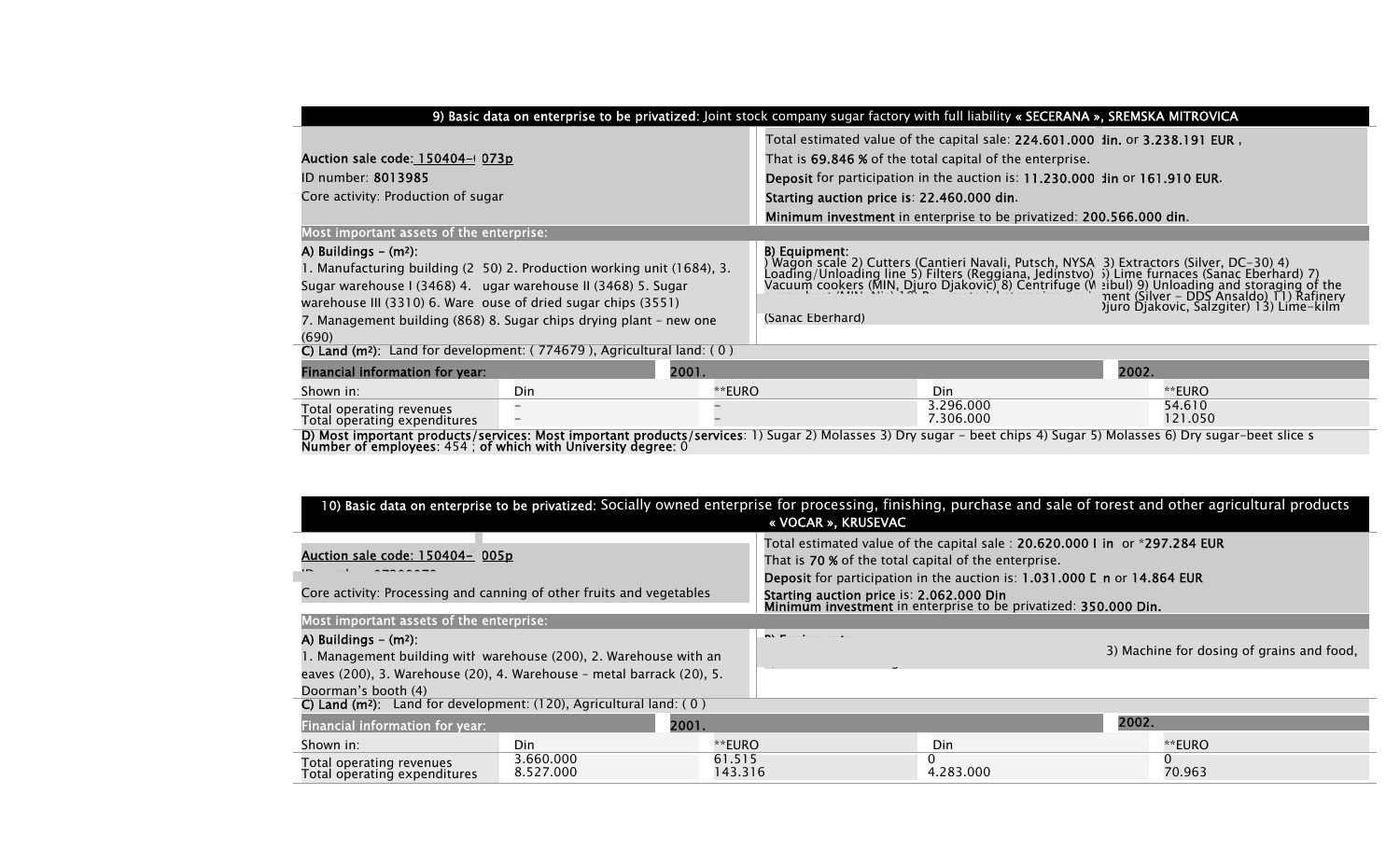**9) Basic data on enterprise to be privatized:** Joint stock company sugar factory with full liability « SECERANA », SREMSKA MITROVICA

**Auction sale code:** 150404-073p

ID number: 8013985

Core activity: Production of sugar

Total estimated value of the capital sale: **224.601.000 din.** or **3.238.191 EUR**,

That is **69.846 %** of the total capital of the enterprise.

**Deposit** for participation in the auction is: **11.230.000 din** or **161.910 EUR.**

**Starting auction price is**: **22.460.000 din.**

**Minimum investment** in enterprise to be privatized: **200.566.000 din.**

**Most important assets of the enterprise:**

**A) Buildings – (m²):**
1. Manufacturing building (2 50) 2. Production working unit (1684), 3. Sugar warehouse I (3468) 4. ugar warehouse II (3468) 5. Sugar warehouse III (3310) 6. Ware ouse of dried sugar chips (3551) 7. Management building (868) 8. Sugar chips drying plant – new one (690)

**B) Equipment:**
) Wagon scale 2) Cutters (Cantieri Navali, Putsch, NYSA 3) Extractors (Silver, DC–30) 4) Loading/Unloading line 5) Filters (Reggiana, Jedinstvo) ) Lime furnaces (Sanac Eberhard) 7) Vacuum cookers (MIN, Djuro Djakovic) 8) Centrifuge (W eibul) 9) Unloading and storaging of the ment (Silver – DDS Ansaldo) 11) Rafinery Djuro Djakovic, Salzgiter) 13) Lime-kilm (Sanac Eberhard)

**C) Land (m²):** Land for development: ( 774679 ), Agricultural land: ( 0 )

| Financial information for year: | 2001. | | 2002. | |
|---|---|---|---|---|
| Shown in: | Din | **EURO | Din | **EURO |
| Total operating revenues | – | – | 3.296.000 | 54.610 |
| Total operating expenditures | – | – | 7.306.000 | 121.050 |

**D) Most important products/services: Most important products/services**: 1) Sugar 2) Molasses 3) Dry sugar – beet chips 4) Sugar 5) Molasses 6) Dry sugar-beet slice s

**Number of employees**: 454 ; **of which with University degree**: 0

**10) Basic data on enterprise to be privatized:** Socially owned enterprise for processing, finishing, purchase and sale of forest and other agricultural products « VOCAR », KRUSEVAC

**Auction sale code: 150404- 005p**

Core activity: Processing and canning of other fruits and vegetables

Total estimated value of the capital sale : **20.620.000 Din** or ***297.284 EUR**

That is **70 %** of the total capital of the enterprise.

**Deposit** for participation in the auction is: **1.031.000 Din** or **14.864 EUR**

**Starting auction price** is: **2.062.000 Din**

**Minimum investment** in enterprise to be privatized: **350.000 Din.**

**Most important assets of the enterprise:**

**A) Buildings – (m²):**
1. Management building with warehouse (200), 2. Warehouse with an eaves (200), 3. Warehouse (20), 4. Warehouse – metal barrack (20), 5. Doorman's booth (4)

**B) Equipment:**
3) Machine for dosing of grains and food,

**C) Land (m²):** Land for development: (120), Agricultural land: ( 0 )

| Financial information for year: | 2001. | | 2002. | |
|---|---|---|---|---|
| Shown in: | Din | **EURO | Din | **EURO |
| Total operating revenues | 3.660.000 | 61.515 | 0 | 0 |
| Total operating expenditures | 8.527.000 | 143.316 | 4.283.000 | 70.963 |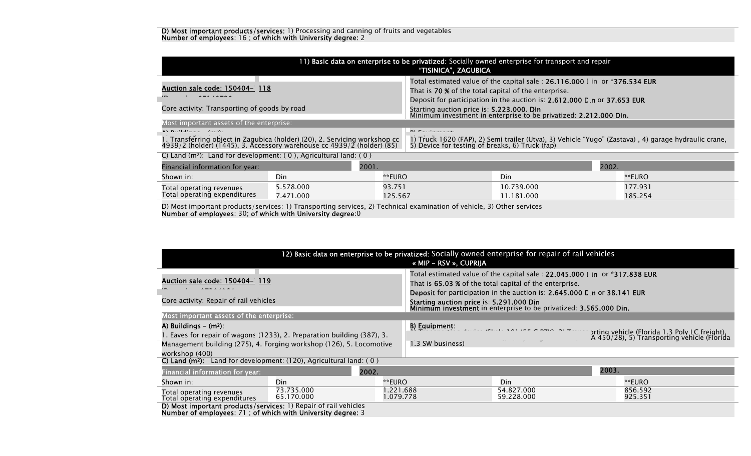**D) Most important products/services:** 1) Processing and canning of fruits and vegetables
**Number of employees**: 16 ; **of which with University degree:** 2

## 11) Basic data on enterprise to be privatized: Socially owned enterprise for transport and repair "TISINICA", ZAGUBICA

Auction sale code: 150404- 118

Core activity: Transporting of goods by road

Total estimated value of the capital sale : **26.116.000 Din** or ***376.534 EUR**
That is **70 %** of the total capital of the enterprise.
Deposit for participation in the auction is: **2.612.000 Din** or **37.653 EUR**
Starting auction price is: **5.223.000. Din**
Minimum investment in enterprise to be privatized: **2.212.000 Din**.

Most important assets of the enterprise:

A) Buildings – (m²):
1. Transferring object in Zagubica (holder) (20), 2. Servicing workshop cc 4939/2 (holder) (1445), 3. Accessory warehouse cc 4939/2 (holder) (85)

B) Equipment:
1) Truck 1620 (FAP), 2) Semi trailer (Utva), 3) Vehicle "Yugo" (Zastava) , 4) garage hydraulic crane, 5) Device for testing of breaks, 6) Truck (fap)

C) Land (m²): Land for development: ( 0 ), Agricultural land: ( 0 )

| Financial information for year: | 2001. | | 2002. | |
|---|---|---|---|---|
| Shown in: | Din | **EURO | Din | **EURO |
| Total operating revenues | 5.578.000 | 93.751 | 10.739.000 | 177.931 |
| Total operating expenditures | 7.471.000 | 125.567 | 11.181.000 | 185.254 |

D) Most important products/services: 1) Transporting services, 2) Technical examination of vehicle, 3) Other services
**Number of employees**: 30; **of which with University degree:**0

## 12) Basic data on enterprise to be privatized: Socially owned enterprise for repair of rail vehicles « MIP - RSV », CUPRIJA

Auction sale code: 150404- 119

Core activity: Repair of rail vehicles

Total estimated value of the capital sale : **22.045.000 Din** or ***317.838 EUR**
That is **65.03 %** of the total capital of the enterprise.
**Deposit** for participation in the auction is: **2.645.000 Din** or **38.141 EUR**
**Starting auction price** is: **5.291.000 Din**
**Minimum investment** in enterprise to be privatized: **3.565.000 Din.**

Most important assets of the enterprise:

**A) Buildings – (m²):**
1. Eaves for repair of wagons (1233), 2. Preparation building (387), 3. Management building (275), 4. Forging workshop (126), 5. Locomotive workshop (400)

**B) Equipment:**
... Transporting vehicle (Florida 1.3 Poly LC freight), ... A 450/28), 5) Transporting vehicle (Florida 1.3 SW business)

**C) Land (m²):** Land for development: (120), Agricultural land: ( 0 )

| Financial information for year: | 2002. | | 2003. | |
|---|---|---|---|---|
| Shown in: | Din | **EURO | Din | **EURO |
| Total operating revenues | 73.735.000 | 1.221.688 | 54.827.000 | 856.592 |
| Total operating expenditures | 65.170.000 | 1.079.778 | 59.228.000 | 925.351 |

**D) Most important products/services:** 1) Repair of rail vehicles
**Number of employees**: 71 ; **of which with University degree:** 3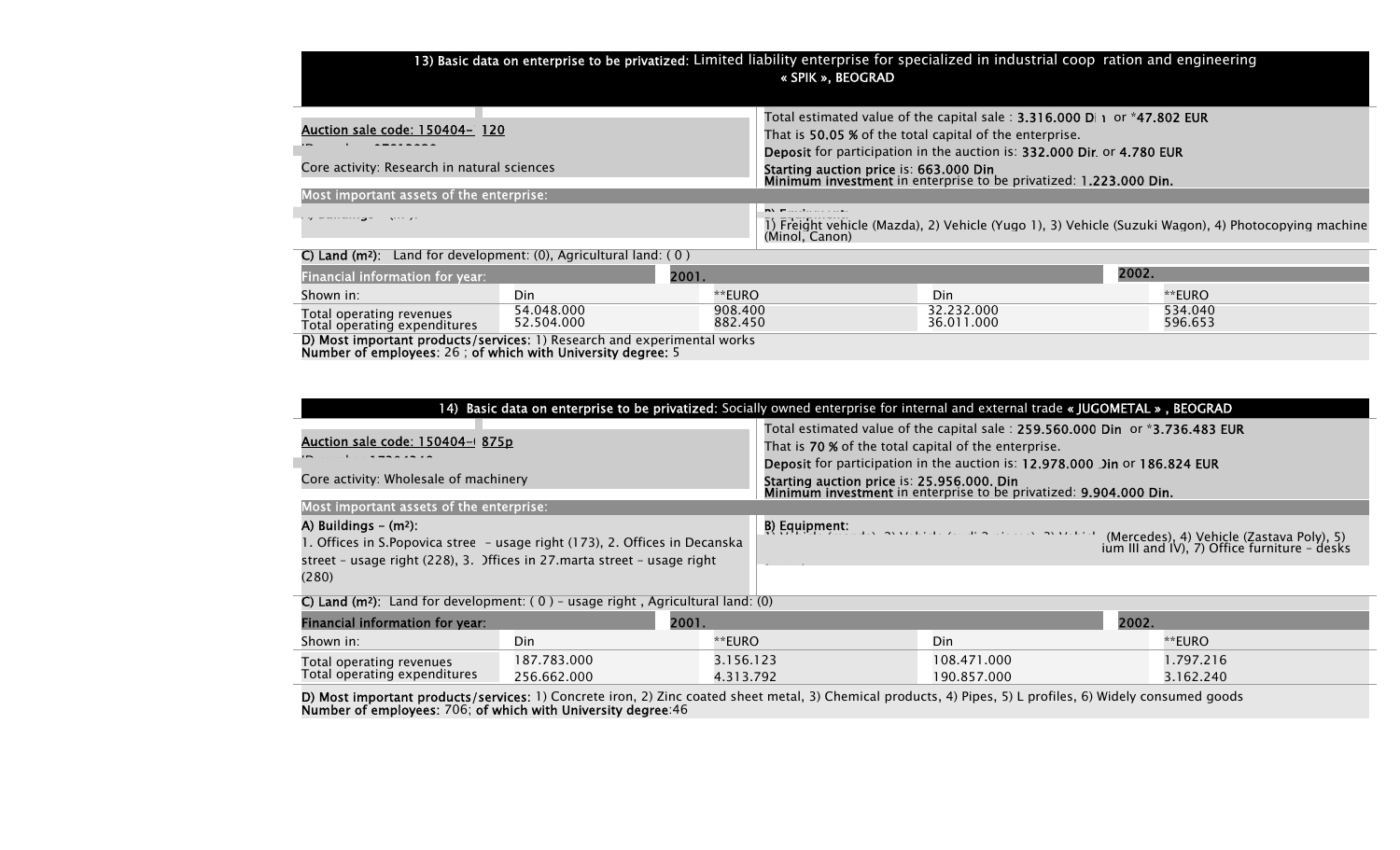**13) Basic data on enterprise to be privatized:** Limited liability enterprise for specialized in industrial coop ration and engineering « SPIK », BEOGRAD

Auction sale code: 150404- 120

Core activity: Research in natural sciences

Total estimated value of the capital sale : **3.316.000 Di** or *****47.802 EUR**
That is **50.05 %** of the total capital of the enterprise.
**Deposit** for participation in the auction is: **332.000 Dir.** or **4.780 EUR**
**Starting auction price** is: **663.000 Din**
**Minimum investment** in enterprise to be privatized: **1.223.000 Din.**

**Most important assets of the enterprise:**

1) Freight vehicle (Mazda), 2) Vehicle (Yugo 1), 3) Vehicle (Suzuki Wagon), 4) Photocopying machine (Minol, Canon)

**C) Land (m²):** Land for development: (0), Agricultural land: ( 0 )

| Financial information for year: | 2001. | | 2002. | |
|---|---|---|---|---|
| Shown in: | Din | **EURO | Din | **EURO |
| Total operating revenues | 54.048.000 | 908.400 | 32.232.000 | 534.040 |
| Total operating expenditures | 52.504.000 | 882.450 | 36.011.000 | 596.653 |

**D) Most important products/services:** 1) Research and experimental works
**Number of employees:** 26 ; **of which with University degree:** 5

**14) Basic data on enterprise to be privatized:** Socially owned enterprise for internal and external trade **« JUGOMETAL » , BEOGRAD**

Auction sale code: 150404- 875p

Core activity: Wholesale of machinery

Total estimated value of the capital sale : **259.560.000 Din** or *****3.736.483 EUR**
That is **70 %** of the total capital of the enterprise.
**Deposit** for participation in the auction is: **12.978.000 Din** or **186.824 EUR**
**Starting auction price** is: **25.956.000. Din**
**Minimum investment** in enterprise to be privatized: **9.904.000 Din.**

**Most important assets of the enterprise:**

**A) Buildings – (m²):**
1. Offices in S.Popovica stree – usage right (173), 2. Offices in Decanska street – usage right (228), 3. Offices in 27.marta street – usage right (280)

**B) Equipment:**
(Mercedes), 4) Vehicle (Zastava Poly), 5) ium III and IV), 7) Office furniture – desks

**C) Land (m²):** Land for development: ( 0 ) – usage right , Agricultural land: (0)

| Financial information for year: | 2001. | | 2002. | |
|---|---|---|---|---|
| Shown in: | Din | **EURO | Din | **EURO |
| Total operating revenues | 187.783.000 | 3.156.123 | 108.471.000 | 1.797.216 |
| Total operating expenditures | 256.662.000 | 4.313.792 | 190.857.000 | 3.162.240 |

**D) Most important products/services:** 1) Concrete iron, 2) Zinc coated sheet metal, 3) Chemical products, 4) Pipes, 5) L profiles, 6) Widely consumed goods
**Number of employees:** 706; **of which with University degree**:46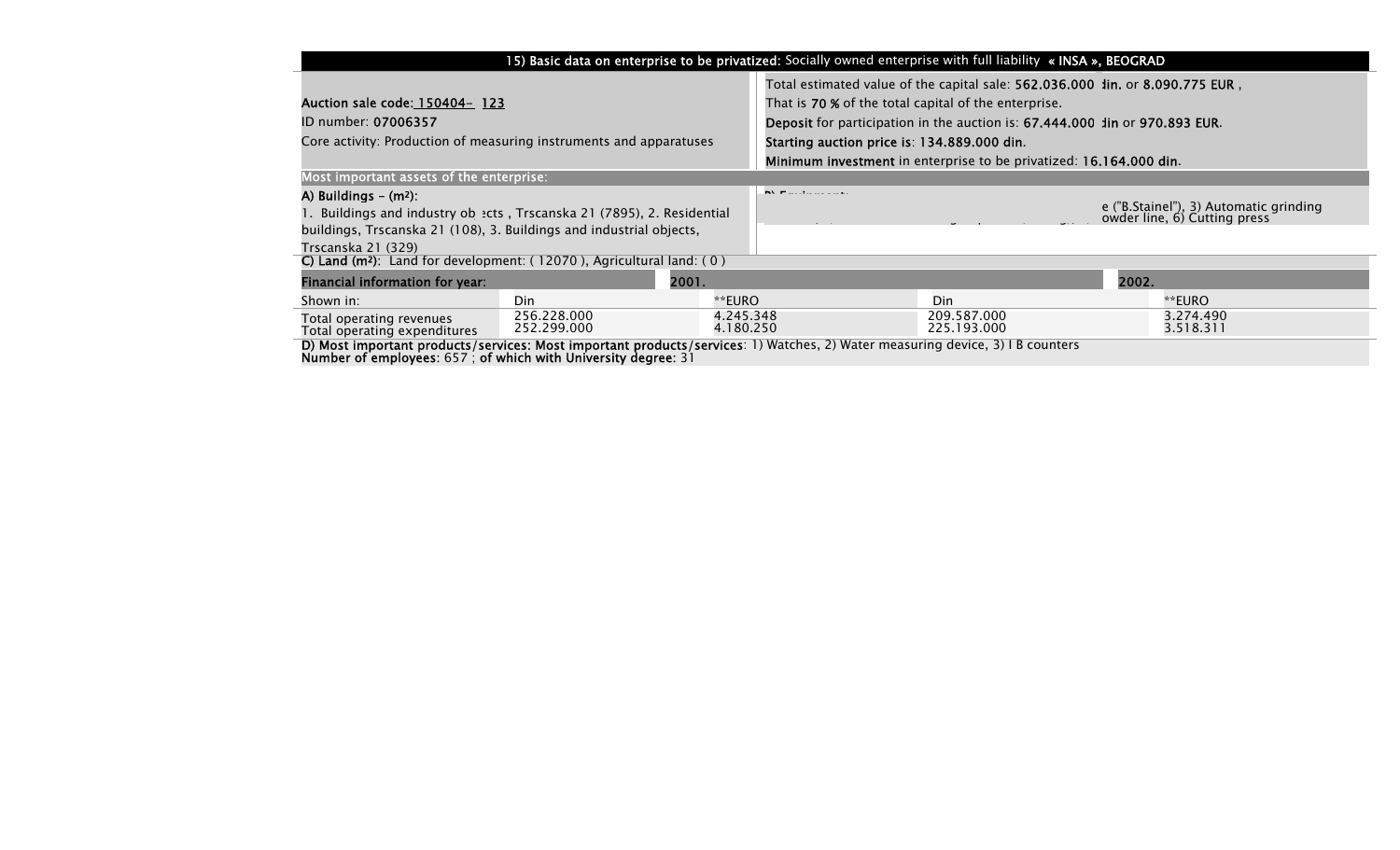**15) Basic data on enterprise to be privatized:** Socially owned enterprise with full liability **« INSA », BEOGRAD**

Auction sale code: 150404- 123

ID number: **07006357**

Core activity: Production of measuring instruments and apparatuses

Total estimated value of the capital sale: **562.036.000 din.** or **8.090.775 EUR** ,

That is **70 %** of the total capital of the enterprise.

**Deposit** for participation in the auction is: **67.444.000 din** or **970.893 EUR.**

**Starting auction price is**: **134.889.000 din.**

**Minimum investment** in enterprise to be privatized: **16.164.000 din.**

**Most important assets of the enterprise:**

**A) Buildings – (m²):**
1. Buildings and industry objects , Trscanska 21 (7895), 2. Residential buildings, Trscanska 21 (108), 3. Buildings and industrial objects, Trscanska 21 (329)

**B) Equipment:**
e ("B.Stainel"), 3) Automatic grinding owder line, 6) Cutting press

**C) Land (m²):** Land for development: ( 12070 ), Agricultural land: ( 0 )

| Financial information for year: | 2001. | | 2002. | |
|---|---|---|---|---|
| Shown in: | Din | **EURO | Din | **EURO |
| Total operating revenues | 256.228.000 | 4.245.348 | 209.587.000 | 3.274.490 |
| Total operating expenditures | 252.299.000 | 4.180.250 | 225.193.000 | 3.518.311 |

**D) Most important products/services: Most important products/services**: 1) Watches, 2) Water measuring device, 3) I B counters

**Number of employees**: 657 ; **of which with University degree**: 31